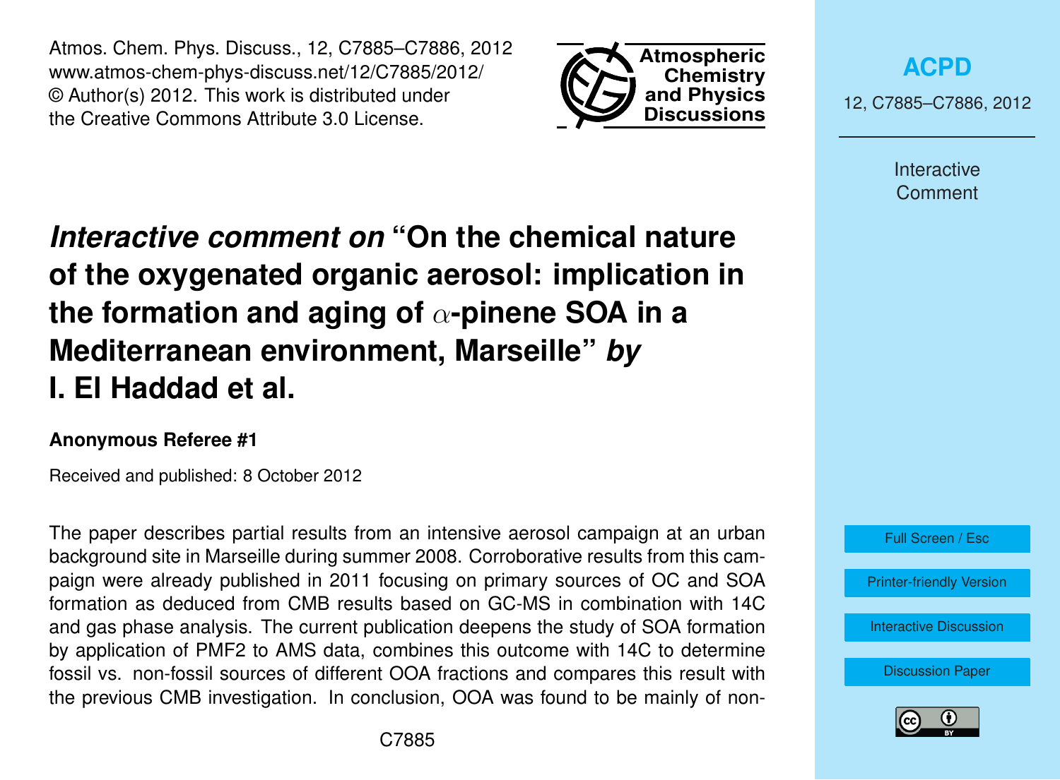# *Interactive comment on* "On the chemical nature of the oxygenated organic aerosol: implication in the formation and aging of $\alpha$-pinene SOA in a Mediterranean environment, Marseille" *by* I. El Haddad et al.

**Anonymous Referee #1**

Received and published: 8 October 2012

The paper describes partial results from an intensive aerosol campaign at an urban background site in Marseille during summer 2008. Corroborative results from this campaign were already published in 2011 focusing on primary sources of OC and SOA formation as deduced from CMB results based on GC-MS in combination with 14C and gas phase analysis. The current publication deepens the study of SOA formation by application of PMF2 to AMS data, combines this outcome with 14C to determine fossil vs. non-fossil sources of different OOA fractions and compares this result with the previous CMB investigation. In conclusion, OOA was found to be mainly of non-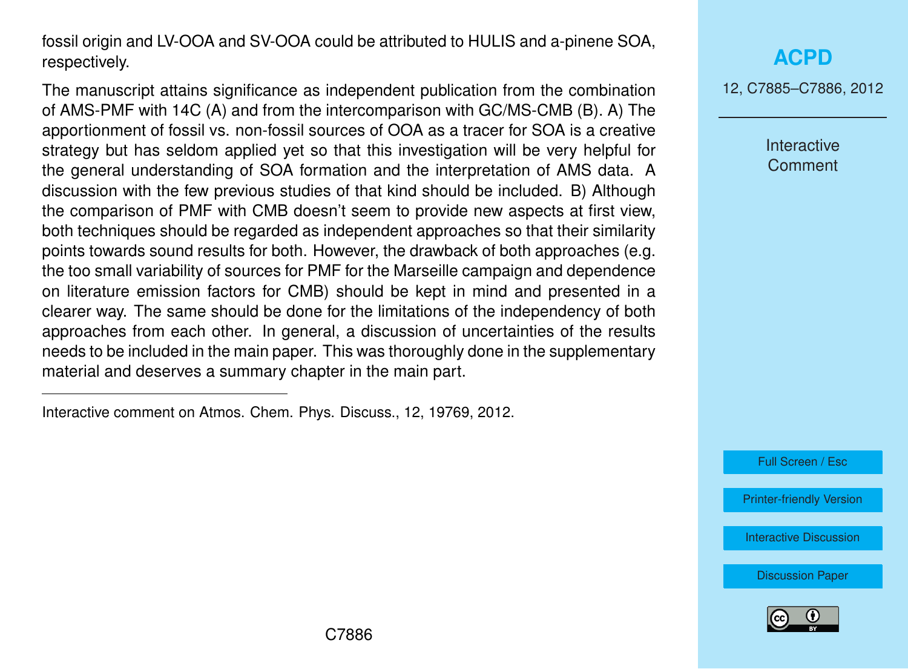fossil origin and LV-OOA and SV-OOA could be attributed to HULIS and a-pinene SOA, respectively.

The manuscript attains significance as independent publication from the combination of AMS-PMF with 14C (A) and from the intercomparison with GC/MS-CMB (B). A) The apportionment of fossil vs. non-fossil sources of OOA as a tracer for SOA is a creative strategy but has seldom applied yet so that this investigation will be very helpful for the general understanding of SOA formation and the interpretation of AMS data. A discussion with the few previous studies of that kind should be included. B) Although the comparison of PMF with CMB doesn't seem to provide new aspects at first view, both techniques should be regarded as independent approaches so that their similarity points towards sound results for both. However, the drawback of both approaches (e.g. the too small variability of sources for PMF for the Marseille campaign and dependence on literature emission factors for CMB) should be kept in mind and presented in a clearer way. The same should be done for the limitations of the independency of both approaches from each other. In general, a discussion of uncertainties of the results needs to be included in the main paper. This was thoroughly done in the supplementary material and deserves a summary chapter in the main part.

---

Interactive comment on Atmos. Chem. Phys. Discuss., 12, 19769, 2012.